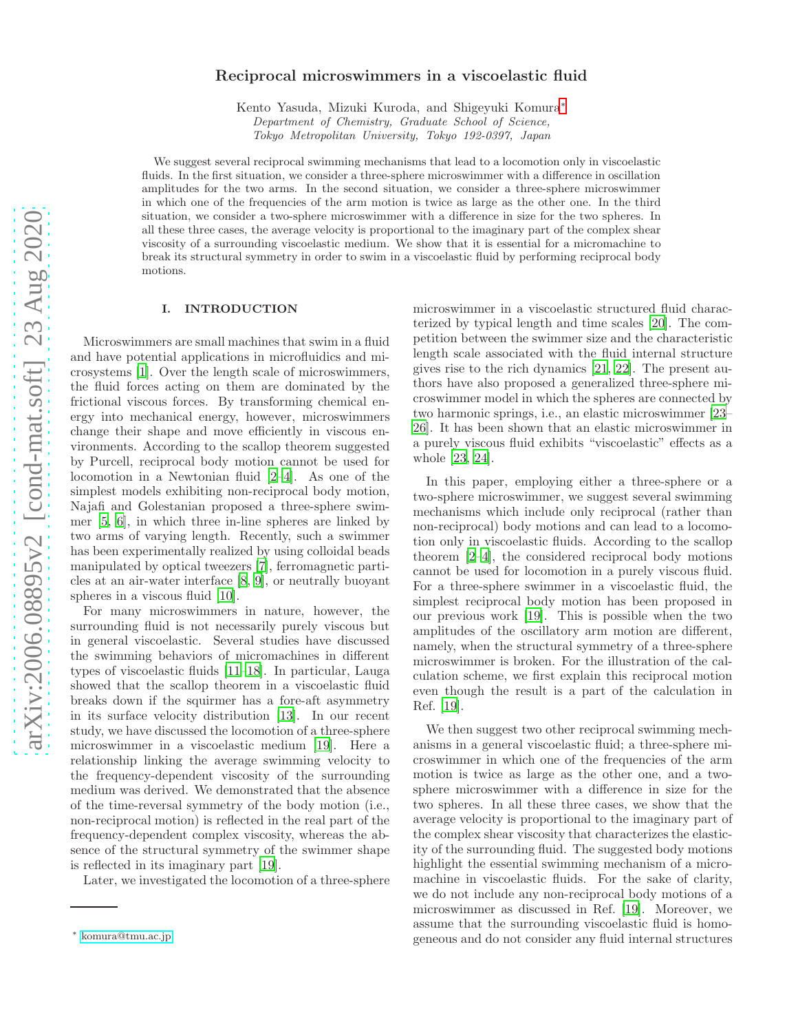# Reciprocal microswimmers in a viscoelastic fluid

Kento Yasuda, Mizuki Kuroda, and Shigeyuki Komura*

*Department of Chemistry, Graduate School of Science, Tokyo Metropolitan University, Tokyo 192-0397, Japan*

We suggest several reciprocal swimming mechanisms that lead to a locomotion only in viscoelastic fluids. In the first situation, we consider a three-sphere microswimmer with a difference in oscillation amplitudes for the two arms. In the second situation, we consider a three-sphere microswimmer in which one of the frequencies of the arm motion is twice as large as the other one. In the third situation, we consider a two-sphere microswimmer with a difference in size for the two spheres. In all these three cases, the average velocity is proportional to the imaginary part of the complex shear viscosity of a surrounding viscoelastic medium. We show that it is essential for a micromachine to break its structural symmetry in order to swim in a viscoelastic fluid by performing reciprocal body motions.

## I. INTRODUCTION

Microswimmers are small machines that swim in a fluid and have potential applications in microfluidics and microsystems [1]. Over the length scale of microswimmers, the fluid forces acting on them are dominated by the frictional viscous forces. By transforming chemical energy into mechanical energy, however, microswimmers change their shape and move efficiently in viscous environments. According to the scallop theorem suggested by Purcell, reciprocal body motion cannot be used for locomotion in a Newtonian fluid [2–4]. As one of the simplest models exhibiting non-reciprocal body motion, Najafi and Golestanian proposed a three-sphere swimmer [5, 6], in which three in-line spheres are linked by two arms of varying length. Recently, such a swimmer has been experimentally realized by using colloidal beads manipulated by optical tweezers [7], ferromagnetic particles at an air-water interface [8, 9], or neutrally buoyant spheres in a viscous fluid [10].

For many microswimmers in nature, however, the surrounding fluid is not necessarily purely viscous but in general viscoelastic. Several studies have discussed the swimming behaviors of micromachines in different types of viscoelastic fluids [11–18]. In particular, Lauga showed that the scallop theorem in a viscoelastic fluid breaks down if the squirmer has a fore-aft asymmetry in its surface velocity distribution [13]. In our recent study, we have discussed the locomotion of a three-sphere microswimmer in a viscoelastic medium [19]. Here a relationship linking the average swimming velocity to the frequency-dependent viscosity of the surrounding medium was derived. We demonstrated that the absence of the time-reversal symmetry of the body motion (i.e., non-reciprocal motion) is reflected in the real part of the frequency-dependent complex viscosity, whereas the absence of the structural symmetry of the swimmer shape is reflected in its imaginary part [19].

Later, we investigated the locomotion of a three-sphere microswimmer in a viscoelastic structured fluid characterized by typical length and time scales [20]. The competition between the swimmer size and the characteristic length scale associated with the fluid internal structure gives rise to the rich dynamics [21, 22]. The present authors have also proposed a generalized three-sphere microswimmer model in which the spheres are connected by two harmonic springs, i.e., an elastic microswimmer [23–26]. It has been shown that an elastic microswimmer in a purely viscous fluid exhibits "viscoelastic" effects as a whole [23, 24].

In this paper, employing either a three-sphere or a two-sphere microswimmer, we suggest several swimming mechanisms which include only reciprocal (rather than non-reciprocal) body motions and can lead to a locomotion only in viscoelastic fluids. According to the scallop theorem [2–4], the considered reciprocal body motions cannot be used for locomotion in a purely viscous fluid. For a three-sphere swimmer in a viscoelastic fluid, the simplest reciprocal body motion has been proposed in our previous work [19]. This is possible when the two amplitudes of the oscillatory arm motion are different, namely, when the structural symmetry of a three-sphere microswimmer is broken. For the illustration of the calculation scheme, we first explain this reciprocal motion even though the result is a part of the calculation in Ref. [19].

We then suggest two other reciprocal swimming mechanisms in a general viscoelastic fluid; a three-sphere microswimmer in which one of the frequencies of the arm motion is twice as large as the other one, and a two-sphere microswimmer with a difference in size for the two spheres. In all these three cases, we show that the average velocity is proportional to the imaginary part of the complex shear viscosity that characterizes the elasticity of the surrounding fluid. The suggested body motions highlight the essential swimming mechanism of a micromachine in viscoelastic fluids. For the sake of clarity, we do not include any non-reciprocal body motions of a microswimmer as discussed in Ref. [19]. Moreover, we assume that the surrounding viscoelastic fluid is homogeneous and do not consider any fluid internal structures

* komura@tmu.ac.jp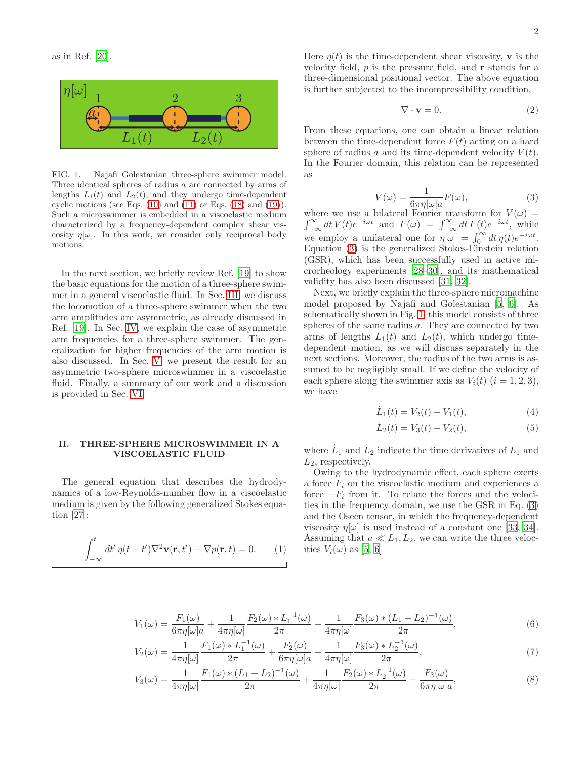as in Ref. [20].

FIG. 1. Najafi–Golestanian three-sphere swimmer model. Three identical spheres of radius $a$ are connected by arms of lengths $L_1(t)$ and $L_2(t)$, and they undergo time-dependent cyclic motions (see Eqs. (10) and (11) or Eqs. (18) and (19)). Such a microswimmer is embedded in a viscoelastic medium characterized by a frequency-dependent complex shear viscosity $\eta[\omega]$. In this work, we consider only reciprocal body motions.

In the next section, we briefly review Ref. [19] to show the basic equations for the motion of a three-sphere swimmer in a general viscoelastic fluid. In Sec. III, we discuss the locomotion of a three-sphere swimmer when the two arm amplitudes are asymmetric, as already discussed in Ref. [19]. In Sec. IV, we explain the case of asymmetric arm frequencies for a three-sphere swimmer. The generalization for higher frequencies of the arm motion is also discussed. In Sec. V, we present the result for an asymmetric two-sphere microswimmer in a viscoelastic fluid. Finally, a summary of our work and a discussion is provided in Sec. VI.

## II. THREE-SPHERE MICROSWIMMER IN A VISCOELASTIC FLUID

The general equation that describes the hydrodynamics of a low-Reynolds-number flow in a viscoelastic medium is given by the following generalized Stokes equation [27]:

$$\int_{-\infty}^{t} dt'\, \eta(t-t')\nabla^2 \mathbf{v}(\mathbf{r},t') - \nabla p(\mathbf{r},t) = 0. \tag{1}$$

Here $\eta(t)$ is the time-dependent shear viscosity, $\mathbf{v}$ is the velocity field, $p$ is the pressure field, and $\mathbf{r}$ stands for a three-dimensional positional vector. The above equation is further subjected to the incompressibility condition,

$$\nabla \cdot \mathbf{v} = 0. \tag{2}$$

From these equations, one can obtain a linear relation between the time-dependent force $F(t)$ acting on a hard sphere of radius $a$ and its time-dependent velocity $V(t)$. In the Fourier domain, this relation can be represented as

$$V(\omega) = \frac{1}{6\pi\eta[\omega]a}F(\omega), \tag{3}$$

where we use a bilateral Fourier transform for $V(\omega) = \int_{-\infty}^{\infty} dt\, V(t)e^{-i\omega t}$ and $F(\omega) = \int_{-\infty}^{\infty} dt\, F(t)e^{-i\omega t}$, while we employ a unilateral one for $\eta[\omega] = \int_0^{\infty} dt\, \eta(t)e^{-i\omega t}$. Equation (3) is the generalized Stokes-Einstein relation (GSR), which has been successfully used in active microrheology experiments [28–30], and its mathematical validity has also been discussed [31, 32].

Next, we briefly explain the three-sphere micromachine model proposed by Najafi and Golestanian [5, 6]. As schematically shown in Fig. 1, this model consists of three spheres of the same radius $a$. They are connected by two arms of lengths $L_1(t)$ and $L_2(t)$, which undergo time-dependent motion, as we will discuss separately in the next sections. Moreover, the radius of the two arms is assumed to be negligibly small. If we define the velocity of each sphere along the swimmer axis as $V_i(t)$ $(i = 1, 2, 3)$, we have

$$\dot{L}_1(t) = V_2(t) - V_1(t), \tag{4}$$

$$\dot{L}_2(t) = V_3(t) - V_2(t), \tag{5}$$

where $\dot{L}_1$ and $\dot{L}_2$ indicate the time derivatives of $L_1$ and $L_2$, respectively.

Owing to the hydrodynamic effect, each sphere exerts a force $F_i$ on the viscoelastic medium and experiences a force $-F_i$ from it. To relate the forces and the velocities in the frequency domain, we use the GSR in Eq. (3) and the Oseen tensor, in which the frequency-dependent viscosity $\eta[\omega]$ is used instead of a constant one [33, 34]. Assuming that $a \ll L_1, L_2$, we can write the three velocities $V_i(\omega)$ as [5, 6]

$$V_1(\omega) = \frac{F_1(\omega)}{6\pi\eta[\omega]a} + \frac{1}{4\pi\eta[\omega]}\frac{F_2(\omega) * L_1^{-1}(\omega)}{2\pi} + \frac{1}{4\pi\eta[\omega]}\frac{F_3(\omega) * (L_1+L_2)^{-1}(\omega)}{2\pi}, \tag{6}$$

$$V_2(\omega) = \frac{1}{4\pi\eta[\omega]}\frac{F_1(\omega) * L_1^{-1}(\omega)}{2\pi} + \frac{F_2(\omega)}{6\pi\eta[\omega]a} + \frac{1}{4\pi\eta[\omega]}\frac{F_3(\omega) * L_2^{-1}(\omega)}{2\pi}, \tag{7}$$

$$V_3(\omega) = \frac{1}{4\pi\eta[\omega]}\frac{F_1(\omega) * (L_1+L_2)^{-1}(\omega)}{2\pi} + \frac{1}{4\pi\eta[\omega]}\frac{F_2(\omega) * L_2^{-1}(\omega)}{2\pi} + \frac{F_3(\omega)}{6\pi\eta[\omega]a}, \tag{8}$$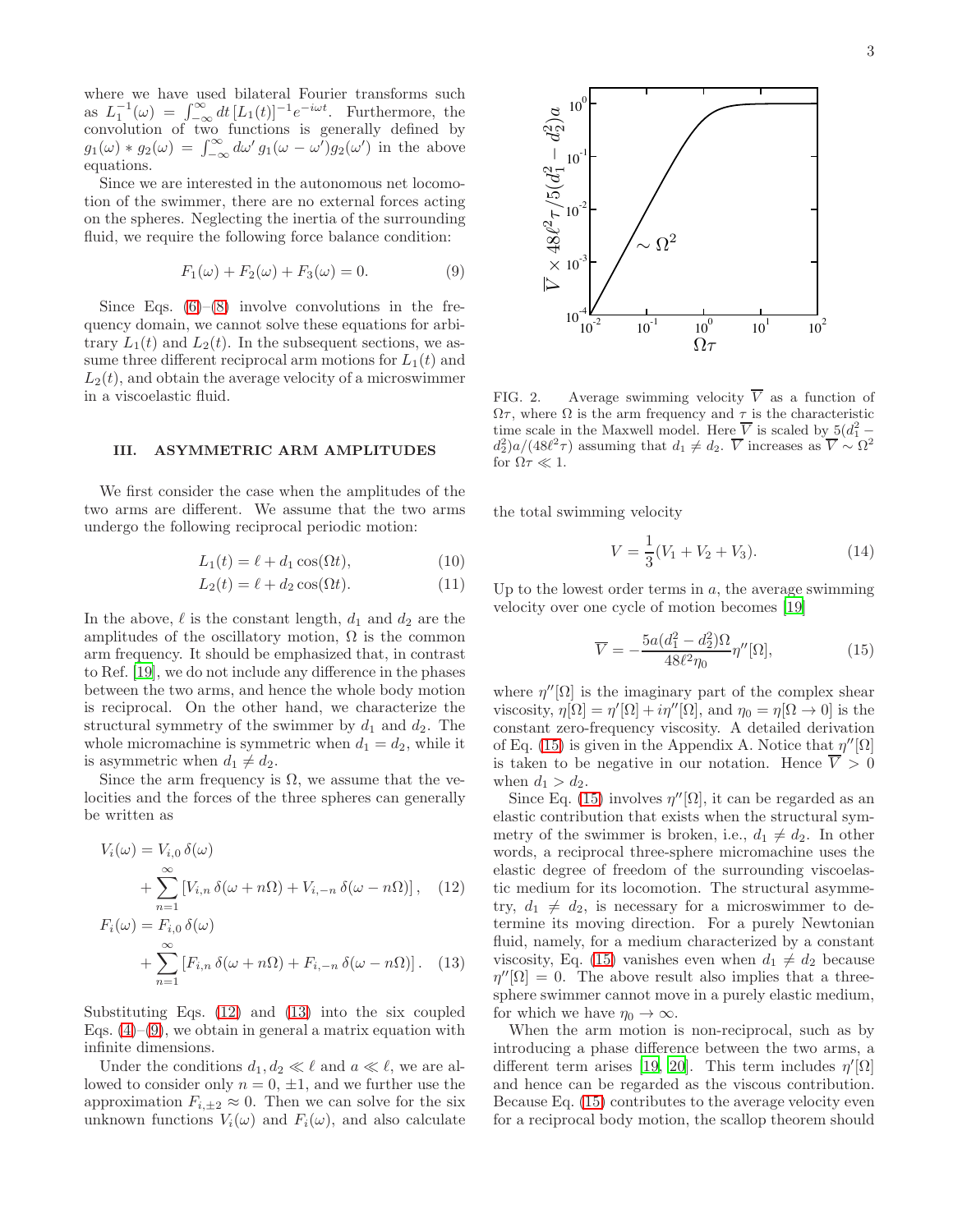where we have used bilateral Fourier transforms such as $L_1^{-1}(\omega) = \int_{-\infty}^{\infty} dt\, [L_1(t)]^{-1} e^{-i\omega t}$. Furthermore, the convolution of two functions is generally defined by $g_1(\omega) * g_2(\omega) = \int_{-\infty}^{\infty} d\omega'\, g_1(\omega - \omega') g_2(\omega')$ in the above equations.

Since we are interested in the autonomous net locomotion of the swimmer, there are no external forces acting on the spheres. Neglecting the inertia of the surrounding fluid, we require the following force balance condition:

$$F_1(\omega) + F_2(\omega) + F_3(\omega) = 0. \tag{9}$$

Since Eqs. (6)–(8) involve convolutions in the frequency domain, we cannot solve these equations for arbitrary $L_1(t)$ and $L_2(t)$. In the subsequent sections, we assume three different reciprocal arm motions for $L_1(t)$ and $L_2(t)$, and obtain the average velocity of a microswimmer in a viscoelastic fluid.

## III. ASYMMETRIC ARM AMPLITUDES

We first consider the case when the amplitudes of the two arms are different. We assume that the two arms undergo the following reciprocal periodic motion:

$$L_1(t) = \ell + d_1 \cos(\Omega t), \tag{10}$$

$$L_2(t) = \ell + d_2 \cos(\Omega t). \tag{11}$$

In the above, $\ell$ is the constant length, $d_1$ and $d_2$ are the amplitudes of the oscillatory motion, $\Omega$ is the common arm frequency. It should be emphasized that, in contrast to Ref. [19], we do not include any difference in the phases between the two arms, and hence the whole body motion is reciprocal. On the other hand, we characterize the structural symmetry of the swimmer by $d_1$ and $d_2$. The whole micromachine is symmetric when $d_1 = d_2$, while it is asymmetric when $d_1 \neq d_2$.

Since the arm frequency is $\Omega$, we assume that the velocities and the forces of the three spheres can generally be written as

$$V_i(\omega) = V_{i,0}\,\delta(\omega) + \sum_{n=1}^{\infty} \left[ V_{i,n}\,\delta(\omega + n\Omega) + V_{i,-n}\,\delta(\omega - n\Omega) \right], \tag{12}$$

$$F_i(\omega) = F_{i,0}\,\delta(\omega) + \sum_{n=1}^{\infty} \left[ F_{i,n}\,\delta(\omega + n\Omega) + F_{i,-n}\,\delta(\omega - n\Omega) \right]. \tag{13}$$

Substituting Eqs. (12) and (13) into the six coupled Eqs. (4)–(9), we obtain in general a matrix equation with infinite dimensions.

Under the conditions $d_1, d_2 \ll \ell$ and $a \ll \ell$, we are allowed to consider only $n = 0, \pm 1$, and we further use the approximation $F_{i,\pm 2} \approx 0$. Then we can solve for the six unknown functions $V_i(\omega)$ and $F_i(\omega)$, and also calculate the total swimming velocity

FIG. 2. Average swimming velocity $\overline{V}$ as a function of $\Omega\tau$, where $\Omega$ is the arm frequency and $\tau$ is the characteristic time scale in the Maxwell model. Here $\overline{V}$ is scaled by $5(d_1^2 - d_2^2)a/(48\ell^2\tau)$ assuming that $d_1 \neq d_2$. $\overline{V}$ increases as $\overline{V} \sim \Omega^2$ for $\Omega\tau \ll 1$.

$$V = \frac{1}{3}(V_1 + V_2 + V_3). \tag{14}$$

Up to the lowest order terms in $a$, the average swimming velocity over one cycle of motion becomes [19]

$$\overline{V} = -\frac{5a(d_1^2 - d_2^2)\Omega}{48\ell^2\eta_0}\eta''[\Omega], \tag{15}$$

where $\eta''[\Omega]$ is the imaginary part of the complex shear viscosity, $\eta[\Omega] = \eta'[\Omega] + i\eta''[\Omega]$, and $\eta_0 = \eta[\Omega \to 0]$ is the constant zero-frequency viscosity. A detailed derivation of Eq. (15) is given in the Appendix A. Notice that $\eta''[\Omega]$ is taken to be negative in our notation. Hence $\overline{V} > 0$ when $d_1 > d_2$.

Since Eq. (15) involves $\eta''[\Omega]$, it can be regarded as an elastic contribution that exists when the structural symmetry of the swimmer is broken, i.e., $d_1 \neq d_2$. In other words, a reciprocal three-sphere micromachine uses the elastic degree of freedom of the surrounding viscoelastic medium for its locomotion. The structural asymmetry, $d_1 \neq d_2$, is necessary for a microswimmer to determine its moving direction. For a purely Newtonian fluid, namely, for a medium characterized by a constant viscosity, Eq. (15) vanishes even when $d_1 \neq d_2$ because $\eta''[\Omega] = 0$. The above result also implies that a three-sphere swimmer cannot move in a purely elastic medium, for which we have $\eta_0 \to \infty$.

When the arm motion is non-reciprocal, such as by introducing a phase difference between the two arms, a different term arises [19, 20]. This term includes $\eta'[\Omega]$ and hence can be regarded as the viscous contribution. Because Eq. (15) contributes to the average velocity even for a reciprocal body motion, the scallop theorem should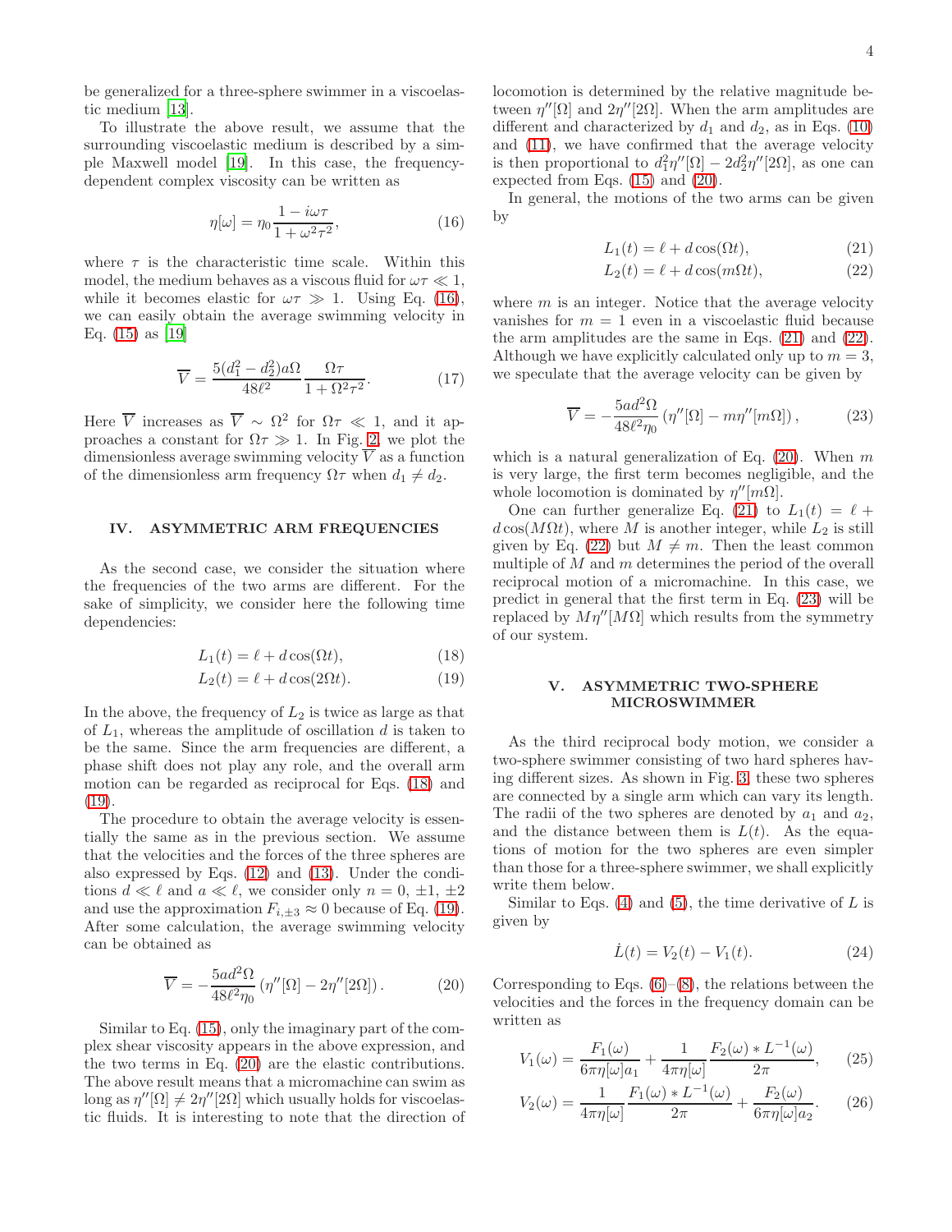be generalized for a three-sphere swimmer in a viscoelastic medium [13].

To illustrate the above result, we assume that the surrounding viscoelastic medium is described by a simple Maxwell model [19]. In this case, the frequency-dependent complex viscosity can be written as

$$\eta[\omega] = \eta_0 \frac{1 - i\omega\tau}{1 + \omega^2\tau^2}, \tag{16}$$

where $\tau$ is the characteristic time scale. Within this model, the medium behaves as a viscous fluid for $\omega\tau \ll 1$, while it becomes elastic for $\omega\tau \gg 1$. Using Eq. (16), we can easily obtain the average swimming velocity in Eq. (15) as [19]

$$\overline{V} = \frac{5(d_1^2 - d_2^2)a\Omega}{48\ell^2} \frac{\Omega\tau}{1 + \Omega^2\tau^2}. \tag{17}$$

Here $\overline{V}$ increases as $\overline{V} \sim \Omega^2$ for $\Omega\tau \ll 1$, and it approaches a constant for $\Omega\tau \gg 1$. In Fig. 2, we plot the dimensionless average swimming velocity $\overline{V}$ as a function of the dimensionless arm frequency $\Omega\tau$ when $d_1 \neq d_2$.

## IV. ASYMMETRIC ARM FREQUENCIES

As the second case, we consider the situation where the frequencies of the two arms are different. For the sake of simplicity, we consider here the following time dependencies:

$$L_1(t) = \ell + d\cos(\Omega t), \tag{18}$$

$$L_2(t) = \ell + d\cos(2\Omega t). \tag{19}$$

In the above, the frequency of $L_2$ is twice as large as that of $L_1$, whereas the amplitude of oscillation $d$ is taken to be the same. Since the arm frequencies are different, a phase shift does not play any role, and the overall arm motion can be regarded as reciprocal for Eqs. (18) and (19).

The procedure to obtain the average velocity is essentially the same as in the previous section. We assume that the velocities and the forces of the three spheres are also expressed by Eqs. (12) and (13). Under the conditions $d \ll \ell$ and $a \ll \ell$, we consider only $n = 0, \pm1, \pm2$ and use the approximation $F_{i,\pm3} \approx 0$ because of Eq. (19). After some calculation, the average swimming velocity can be obtained as

$$\overline{V} = -\frac{5ad^2\Omega}{48\ell^2\eta_0} \left(\eta''[\Omega] - 2\eta''[2\Omega]\right). \tag{20}$$

Similar to Eq. (15), only the imaginary part of the complex shear viscosity appears in the above expression, and the two terms in Eq. (20) are the elastic contributions. The above result means that a micromachine can swim as long as $\eta''[\Omega] \neq 2\eta''[2\Omega]$ which usually holds for viscoelastic fluids. It is interesting to note that the direction of locomotion is determined by the relative magnitude between $\eta''[\Omega]$ and $2\eta''[2\Omega]$. When the arm amplitudes are different and characterized by $d_1$ and $d_2$, as in Eqs. (10) and (11), we have confirmed that the average velocity is then proportional to $d_1^2\eta''[\Omega] - 2d_2^2\eta''[2\Omega]$, as one can expected from Eqs. (15) and (20).

In general, the motions of the two arms can be given by

$$L_1(t) = \ell + d\cos(\Omega t), \tag{21}$$

$$L_2(t) = \ell + d\cos(m\Omega t), \tag{22}$$

where $m$ is an integer. Notice that the average velocity vanishes for $m = 1$ even in a viscoelastic fluid because the arm amplitudes are the same in Eqs. (21) and (22). Although we have explicitly calculated only up to $m = 3$, we speculate that the average velocity can be given by

$$\overline{V} = -\frac{5ad^2\Omega}{48\ell^2\eta_0} \left(\eta''[\Omega] - m\eta''[m\Omega]\right), \tag{23}$$

which is a natural generalization of Eq. (20). When $m$ is very large, the first term becomes negligible, and the whole locomotion is dominated by $\eta''[m\Omega]$.

One can further generalize Eq. (21) to $L_1(t) = \ell + d\cos(M\Omega t)$, where $M$ is another integer, while $L_2$ is still given by Eq. (22) but $M \neq m$. Then the least common multiple of $M$ and $m$ determines the period of the overall reciprocal motion of a micromachine. In this case, we predict in general that the first term in Eq. (23) will be replaced by $M\eta''[M\Omega]$ which results from the symmetry of our system.

## V. ASYMMETRIC TWO-SPHERE MICROSWIMMER

As the third reciprocal body motion, we consider a two-sphere swimmer consisting of two hard spheres having different sizes. As shown in Fig. 3, these two spheres are connected by a single arm which can vary its length. The radii of the two spheres are denoted by $a_1$ and $a_2$, and the distance between them is $L(t)$. As the equations of motion for the two spheres are even simpler than those for a three-sphere swimmer, we shall explicitly write them below.

Similar to Eqs. (4) and (5), the time derivative of $L$ is given by

$$\dot{L}(t) = V_2(t) - V_1(t). \tag{24}$$

Corresponding to Eqs. (6)–(8), the relations between the velocities and the forces in the frequency domain can be written as

$$V_1(\omega) = \frac{F_1(\omega)}{6\pi\eta[\omega]a_1} + \frac{1}{4\pi\eta[\omega]} \frac{F_2(\omega) * L^{-1}(\omega)}{2\pi}, \tag{25}$$

$$V_2(\omega) = \frac{1}{4\pi\eta[\omega]} \frac{F_1(\omega) * L^{-1}(\omega)}{2\pi} + \frac{F_2(\omega)}{6\pi\eta[\omega]a_2}. \tag{26}$$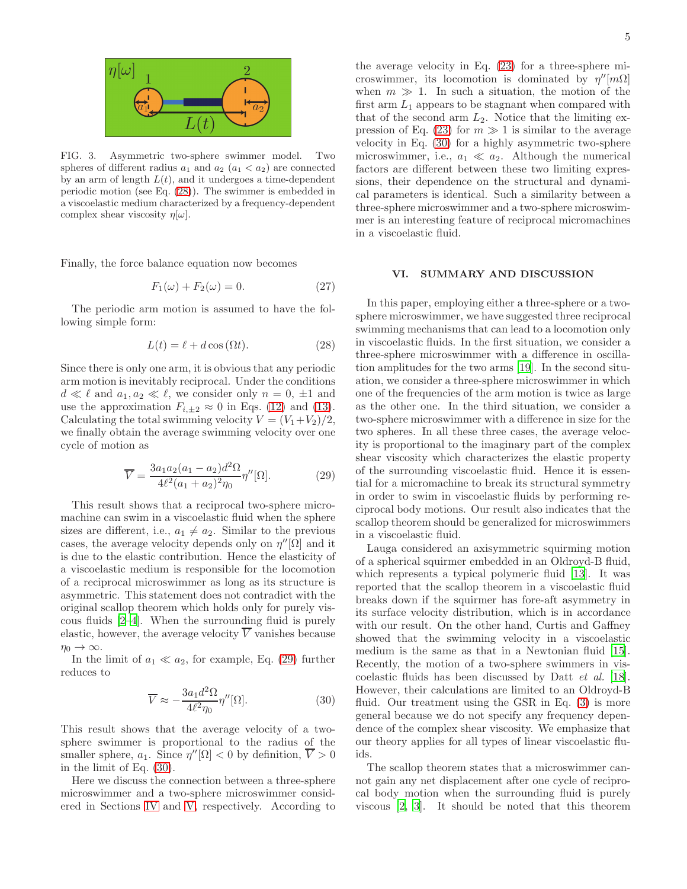FIG. 3. Asymmetric two-sphere swimmer model. Two spheres of different radius $a_1$ and $a_2$ ($a_1 < a_2$) are connected by an arm of length $L(t)$, and it undergoes a time-dependent periodic motion (see Eq. (28)). The swimmer is embedded in a viscoelastic medium characterized by a frequency-dependent complex shear viscosity $\eta[\omega]$.

Finally, the force balance equation now becomes

$$F_1(\omega) + F_2(\omega) = 0. \tag{27}$$

The periodic arm motion is assumed to have the following simple form:

$$L(t) = \ell + d\cos(\Omega t). \tag{28}$$

Since there is only one arm, it is obvious that any periodic arm motion is inevitably reciprocal. Under the conditions $d \ll \ell$ and $a_1, a_2 \ll \ell$, we consider only $n = 0, \pm 1$ and use the approximation $F_{i,\pm 2} \approx 0$ in Eqs. (12) and (13). Calculating the total swimming velocity $V = (V_1 + V_2)/2$, we finally obtain the average swimming velocity over one cycle of motion as

$$\overline{V} = \frac{3a_1 a_2 (a_1 - a_2) d^2 \Omega}{4\ell^2 (a_1 + a_2)^2 \eta_0} \eta''[\Omega]. \tag{29}$$

This result shows that a reciprocal two-sphere micromachine can swim in a viscoelastic fluid when the sphere sizes are different, i.e., $a_1 \neq a_2$. Similar to the previous cases, the average velocity depends only on $\eta''[\Omega]$ and it is due to the elastic contribution. Hence the elasticity of a viscoelastic medium is responsible for the locomotion of a reciprocal microswimmer as long as its structure is asymmetric. This statement does not contradict with the original scallop theorem which holds only for purely viscous fluids [2–4]. When the surrounding fluid is purely elastic, however, the average velocity $\overline{V}$ vanishes because $\eta_0 \to \infty$.

In the limit of $a_1 \ll a_2$, for example, Eq. (29) further reduces to

$$\overline{V} \approx -\frac{3a_1 d^2 \Omega}{4\ell^2 \eta_0} \eta''[\Omega]. \tag{30}$$

This result shows that the average velocity of a two-sphere swimmer is proportional to the radius of the smaller sphere, $a_1$. Since $\eta''[\Omega] < 0$ by definition, $\overline{V} > 0$ in the limit of Eq. (30).

Here we discuss the connection between a three-sphere microswimmer and a two-sphere microswimmer considered in Sections IV and V, respectively. According to the average velocity in Eq. (23) for a three-sphere microswimmer, its locomotion is dominated by $\eta''[m\Omega]$ when $m \gg 1$. In such a situation, the motion of the first arm $L_1$ appears to be stagnant when compared with that of the second arm $L_2$. Notice that the limiting expression of Eq. (23) for $m \gg 1$ is similar to the average velocity in Eq. (30) for a highly asymmetric two-sphere microswimmer, i.e., $a_1 \ll a_2$. Although the numerical factors are different between these two limiting expressions, their dependence on the structural and dynamical parameters is identical. Such a similarity between a three-sphere microswimmer and a two-sphere microswimmer is an interesting feature of reciprocal micromachines in a viscoelastic fluid.

## VI. SUMMARY AND DISCUSSION

In this paper, employing either a three-sphere or a two-sphere microswimmer, we have suggested three reciprocal swimming mechanisms that can lead to a locomotion only in viscoelastic fluids. In the first situation, we consider a three-sphere microswimmer with a difference in oscillation amplitudes for the two arms [19]. In the second situation, we consider a three-sphere microswimmer in which one of the frequencies of the arm motion is twice as large as the other one. In the third situation, we consider a two-sphere microswimmer with a difference in size for the two spheres. In all these three cases, the average velocity is proportional to the imaginary part of the complex shear viscosity which characterizes the elastic property of the surrounding viscoelastic fluid. Hence it is essential for a micromachine to break its structural symmetry in order to swim in viscoelastic fluids by performing reciprocal body motions. Our result also indicates that the scallop theorem should be generalized for microswimmers in a viscoelastic fluid.

Lauga considered an axisymmetric squirming motion of a spherical squirmer embedded in an Oldroyd-B fluid, which represents a typical polymeric fluid [13]. It was reported that the scallop theorem in a viscoelastic fluid breaks down if the squirmer has fore-aft asymmetry in its surface velocity distribution, which is in accordance with our result. On the other hand, Curtis and Gaffney showed that the swimming velocity in a viscoelastic medium is the same as that in a Newtonian fluid [15]. Recently, the motion of a two-sphere swimmers in viscoelastic fluids has been discussed by Datt *et al.* [18]. However, their calculations are limited to an Oldroyd-B fluid. Our treatment using the GSR in Eq. (3) is more general because we do not specify any frequency dependence of the complex shear viscosity. We emphasize that our theory applies for all types of linear viscoelastic fluids.

The scallop theorem states that a microswimmer cannot gain any net displacement after one cycle of reciprocal body motion when the surrounding fluid is purely viscous [2, 3]. It should be noted that this theorem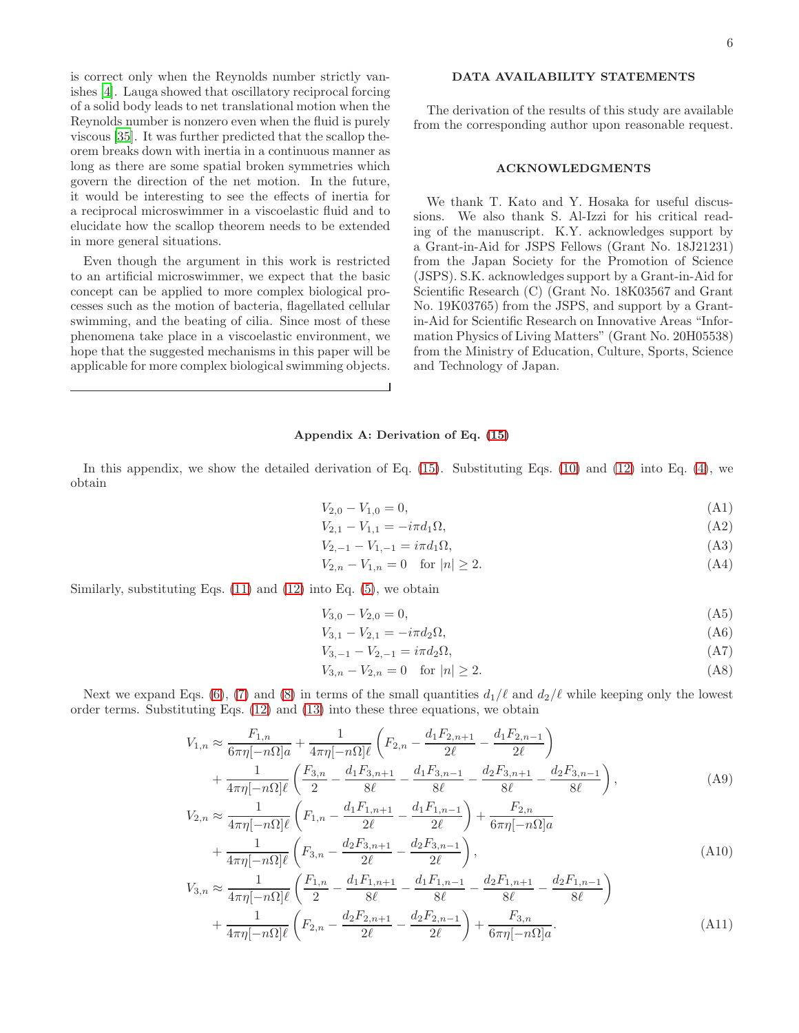is correct only when the Reynolds number strictly vanishes [4]. Lauga showed that oscillatory reciprocal forcing of a solid body leads to net translational motion when the Reynolds number is nonzero even when the fluid is purely viscous [35]. It was further predicted that the scallop theorem breaks down with inertia in a continuous manner as long as there are some spatial broken symmetries which govern the direction of the net motion. In the future, it would be interesting to see the effects of inertia for a reciprocal microswimmer in a viscoelastic fluid and to elucidate how the scallop theorem needs to be extended in more general situations.

Even though the argument in this work is restricted to an artificial microswimmer, we expect that the basic concept can be applied to more complex biological processes such as the motion of bacteria, flagellated cellular swimming, and the beating of cilia. Since most of these phenomena take place in a viscoelastic environment, we hope that the suggested mechanisms in this paper will be applicable for more complex biological swimming objects.

## DATA AVAILABILITY STATEMENTS

The derivation of the results of this study are available from the corresponding author upon reasonable request.

## ACKNOWLEDGMENTS

We thank T. Kato and Y. Hosaka for useful discussions. We also thank S. Al-Izzi for his critical reading of the manuscript. K.Y. acknowledges support by a Grant-in-Aid for JSPS Fellows (Grant No. 18J21231) from the Japan Society for the Promotion of Science (JSPS). S.K. acknowledges support by a Grant-in-Aid for Scientific Research (C) (Grant No. 18K03567 and Grant No. 19K03765) from the JSPS, and support by a Grant-in-Aid for Scientific Research on Innovative Areas "Information Physics of Living Matters" (Grant No. 20H05538) from the Ministry of Education, Culture, Sports, Science and Technology of Japan.

### Appendix A: Derivation of Eq. (15)

In this appendix, we show the detailed derivation of Eq. (15). Substituting Eqs. (10) and (12) into Eq. (4), we obtain

$$V_{2,0} - V_{1,0} = 0, \tag{A1}$$

$$V_{2,1} - V_{1,1} = -i\pi d_1 \Omega, \tag{A2}$$

$$V_{2,-1} - V_{1,-1} = i\pi d_1 \Omega, \tag{A3}$$

$$V_{2,n} - V_{1,n} = 0 \quad \text{for } |n| \geq 2. \tag{A4}$$

Similarly, substituting Eqs. (11) and (12) into Eq. (5), we obtain

$$V_{3,0} - V_{2,0} = 0, \tag{A5}$$

$$V_{3,1} - V_{2,1} = -i\pi d_2 \Omega, \tag{A6}$$

$$V_{3,-1} - V_{2,-1} = i\pi d_2 \Omega, \tag{A7}$$

$$V_{3,n} - V_{2,n} = 0 \quad \text{for } |n| \geq 2. \tag{A8}$$

Next we expand Eqs. (6), (7) and (8) in terms of the small quantities $d_1/\ell$ and $d_2/\ell$ while keeping only the lowest order terms. Substituting Eqs. (12) and (13) into these three equations, we obtain

$$\begin{aligned} V_{1,n} \approx & \frac{F_{1,n}}{6\pi\eta[-n\Omega]a} + \frac{1}{4\pi\eta[-n\Omega]\ell}\left(F_{2,n} - \frac{d_1 F_{2,n+1}}{2\ell} - \frac{d_1 F_{2,n-1}}{2\ell}\right) \\ & + \frac{1}{4\pi\eta[-n\Omega]\ell}\left(\frac{F_{3,n}}{2} - \frac{d_1 F_{3,n+1}}{8\ell} - \frac{d_1 F_{3,n-1}}{8\ell} - \frac{d_2 F_{3,n+1}}{8\ell} - \frac{d_2 F_{3,n-1}}{8\ell}\right), \end{aligned} \tag{A9}$$

$$\begin{aligned} V_{2,n} \approx & \frac{1}{4\pi\eta[-n\Omega]\ell}\left(F_{1,n} - \frac{d_1 F_{1,n+1}}{2\ell} - \frac{d_1 F_{1,n-1}}{2\ell}\right) + \frac{F_{2,n}}{6\pi\eta[-n\Omega]a} \\ & + \frac{1}{4\pi\eta[-n\Omega]\ell}\left(F_{3,n} - \frac{d_2 F_{3,n+1}}{2\ell} - \frac{d_2 F_{3,n-1}}{2\ell}\right), \end{aligned} \tag{A10}$$

$$\begin{aligned} V_{3,n} \approx & \frac{1}{4\pi\eta[-n\Omega]\ell}\left(\frac{F_{1,n}}{2} - \frac{d_1 F_{1,n+1}}{8\ell} - \frac{d_1 F_{1,n-1}}{8\ell} - \frac{d_2 F_{1,n+1}}{8\ell} - \frac{d_2 F_{1,n-1}}{8\ell}\right) \\ & + \frac{1}{4\pi\eta[-n\Omega]\ell}\left(F_{2,n} - \frac{d_2 F_{2,n+1}}{2\ell} - \frac{d_2 F_{2,n-1}}{2\ell}\right) + \frac{F_{3,n}}{6\pi\eta[-n\Omega]a}. \end{aligned} \tag{A11}$$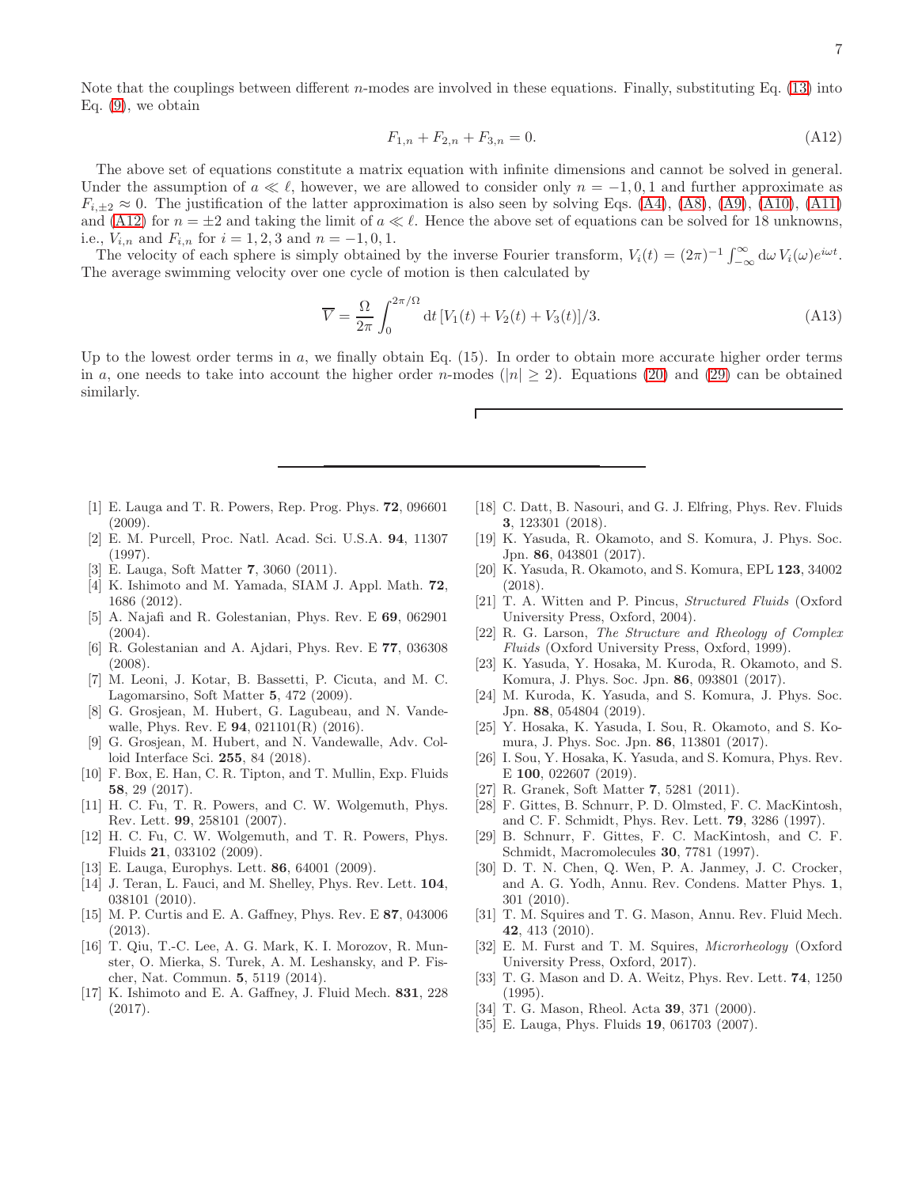Note that the couplings between different $n$-modes are involved in these equations. Finally, substituting Eq. (13) into Eq. (9), we obtain

$$F_{1,n} + F_{2,n} + F_{3,n} = 0. \tag{A12}$$

The above set of equations constitute a matrix equation with infinite dimensions and cannot be solved in general. Under the assumption of $a \ll \ell$, however, we are allowed to consider only $n = -1, 0, 1$ and further approximate as $F_{i,\pm 2} \approx 0$. The justification of the latter approximation is also seen by solving Eqs. (A4), (A8), (A9), (A10), (A11) and (A12) for $n = \pm 2$ and taking the limit of $a \ll \ell$. Hence the above set of equations can be solved for 18 unknowns, i.e., $V_{i,n}$ and $F_{i,n}$ for $i = 1, 2, 3$ and $n = -1, 0, 1$.

The velocity of each sphere is simply obtained by the inverse Fourier transform, $V_i(t) = (2\pi)^{-1} \int_{-\infty}^{\infty} \mathrm{d}\omega\, V_i(\omega) e^{i\omega t}$. The average swimming velocity over one cycle of motion is then calculated by

$$\overline{V} = \frac{\Omega}{2\pi} \int_0^{2\pi/\Omega} \mathrm{d}t\, [V_1(t) + V_2(t) + V_3(t)]/3. \tag{A13}$$

Up to the lowest order terms in $a$, we finally obtain Eq. (15). In order to obtain more accurate higher order terms in $a$, one needs to take into account the higher order $n$-modes ($|n| \geq 2$). Equations (20) and (29) can be obtained similarly.

---

[1] E. Lauga and T. R. Powers, Rep. Prog. Phys. **72**, 096601 (2009).
[2] E. M. Purcell, Proc. Natl. Acad. Sci. U.S.A. **94**, 11307 (1997).
[3] E. Lauga, Soft Matter **7**, 3060 (2011).
[4] K. Ishimoto and M. Yamada, SIAM J. Appl. Math. **72**, 1686 (2012).
[5] A. Najafi and R. Golestanian, Phys. Rev. E **69**, 062901 (2004).
[6] R. Golestanian and A. Ajdari, Phys. Rev. E **77**, 036308 (2008).
[7] M. Leoni, J. Kotar, B. Bassetti, P. Cicuta, and M. C. Lagomarsino, Soft Matter **5**, 472 (2009).
[8] G. Grosjean, M. Hubert, G. Lagubeau, and N. Vandewalle, Phys. Rev. E **94**, 021101(R) (2016).
[9] G. Grosjean, M. Hubert, and N. Vandewalle, Adv. Colloid Interface Sci. **255**, 84 (2018).
[10] F. Box, E. Han, C. R. Tipton, and T. Mullin, Exp. Fluids **58**, 29 (2017).
[11] H. C. Fu, T. R. Powers, and C. W. Wolgemuth, Phys. Rev. Lett. **99**, 258101 (2007).
[12] H. C. Fu, C. W. Wolgemuth, and T. R. Powers, Phys. Fluids **21**, 033102 (2009).
[13] E. Lauga, Europhys. Lett. **86**, 64001 (2009).
[14] J. Teran, L. Fauci, and M. Shelley, Phys. Rev. Lett. **104**, 038101 (2010).
[15] M. P. Curtis and E. A. Gaffney, Phys. Rev. E **87**, 043006 (2013).
[16] T. Qiu, T.-C. Lee, A. G. Mark, K. I. Morozov, R. Munster, O. Mierka, S. Turek, A. M. Leshansky, and P. Fischer, Nat. Commun. **5**, 5119 (2014).
[17] K. Ishimoto and E. A. Gaffney, J. Fluid Mech. **831**, 228 (2017).
[18] C. Datt, B. Nasouri, and G. J. Elfring, Phys. Rev. Fluids **3**, 123301 (2018).
[19] K. Yasuda, R. Okamoto, and S. Komura, J. Phys. Soc. Jpn. **86**, 043801 (2017).
[20] K. Yasuda, R. Okamoto, and S. Komura, EPL **123**, 34002 (2018).
[21] T. A. Witten and P. Pincus, *Structured Fluids* (Oxford University Press, Oxford, 2004).
[22] R. G. Larson, *The Structure and Rheology of Complex Fluids* (Oxford University Press, Oxford, 1999).
[23] K. Yasuda, Y. Hosaka, M. Kuroda, R. Okamoto, and S. Komura, J. Phys. Soc. Jpn. **86**, 093801 (2017).
[24] M. Kuroda, K. Yasuda, and S. Komura, J. Phys. Soc. Jpn. **88**, 054804 (2019).
[25] Y. Hosaka, K. Yasuda, I. Sou, R. Okamoto, and S. Komura, J. Phys. Soc. Jpn. **86**, 113801 (2017).
[26] I. Sou, Y. Hosaka, K. Yasuda, and S. Komura, Phys. Rev. E **100**, 022607 (2019).
[27] R. Granek, Soft Matter **7**, 5281 (2011).
[28] F. Gittes, B. Schnurr, P. D. Olmsted, F. C. MacKintosh, and C. F. Schmidt, Phys. Rev. Lett. **79**, 3286 (1997).
[29] B. Schnurr, F. Gittes, F. C. MacKintosh, and C. F. Schmidt, Macromolecules **30**, 7781 (1997).
[30] D. T. N. Chen, Q. Wen, P. A. Janmey, J. C. Crocker, and A. G. Yodh, Annu. Rev. Condens. Matter Phys. **1**, 301 (2010).
[31] T. M. Squires and T. G. Mason, Annu. Rev. Fluid Mech. **42**, 413 (2010).
[32] E. M. Furst and T. M. Squires, *Microrheology* (Oxford University Press, Oxford, 2017).
[33] T. G. Mason and D. A. Weitz, Phys. Rev. Lett. **74**, 1250 (1995).
[34] T. G. Mason, Rheol. Acta **39**, 371 (2000).
[35] E. Lauga, Phys. Fluids **19**, 061703 (2007).